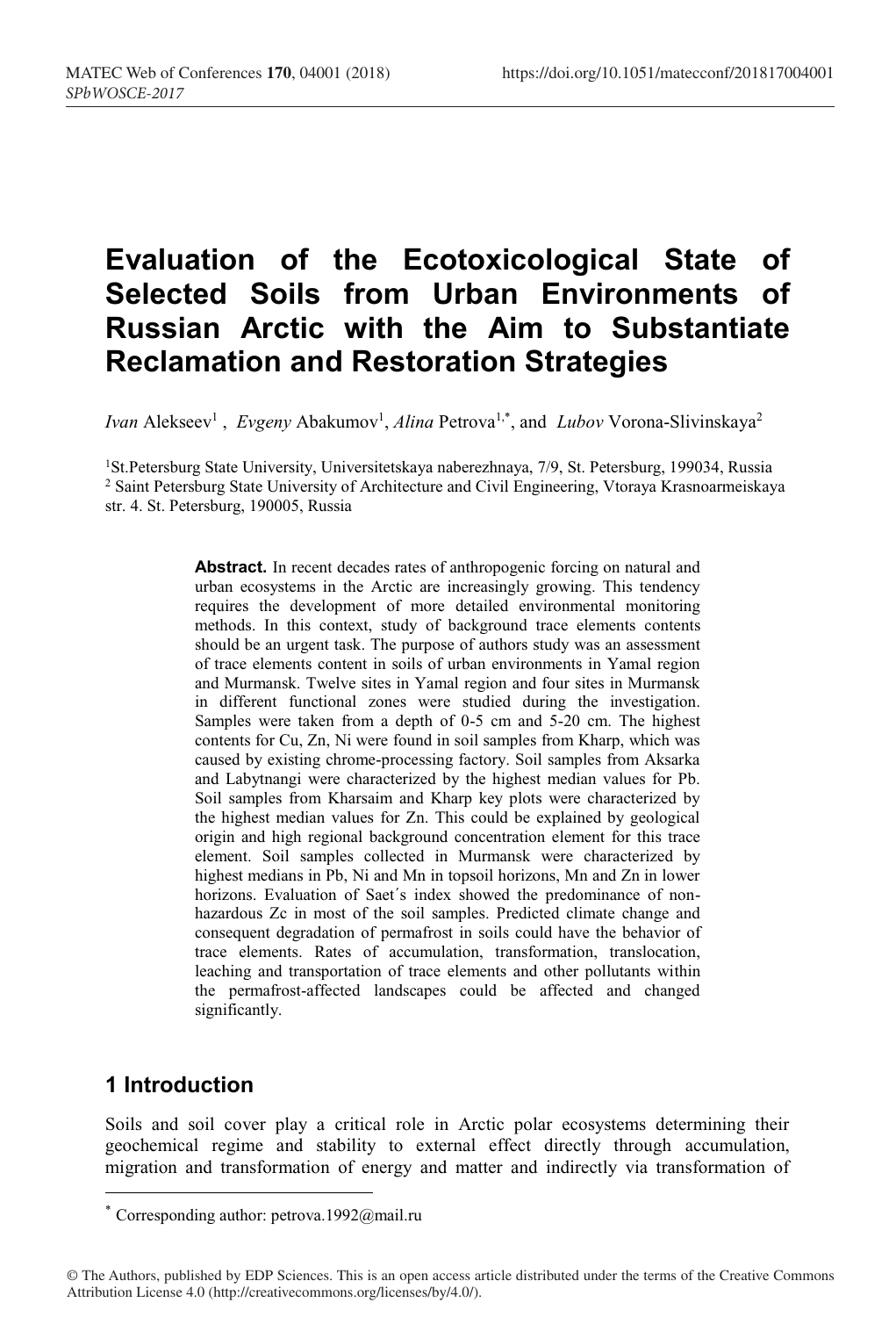# Evaluation of the Ecotoxicological State of Selected Soils from Urban Environments of Russian Arctic with the Aim to Substantiate Reclamation and Restoration Strategies

*Ivan* Alekseev[1], *Evgeny* Abakumov[1], *Alina* Petrova[1,*], and *Lubov* Vorona-Slivinskaya[2]

[1]St.Petersburg State University, Universitetskaya naberezhnaya, 7/9, St. Petersburg, 199034, Russia
[2] Saint Petersburg State University of Architecture and Civil Engineering, Vtoraya Krasnoarmeiskaya str. 4. St. Petersburg, 190005, Russia

**Abstract.** In recent decades rates of anthropogenic forcing on natural and urban ecosystems in the Arctic are increasingly growing. This tendency requires the development of more detailed environmental monitoring methods. In this context, study of background trace elements contents should be an urgent task. The purpose of authors study was an assessment of trace elements content in soils of urban environments in Yamal region and Murmansk. Twelve sites in Yamal region and four sites in Murmansk in different functional zones were studied during the investigation. Samples were taken from a depth of 0-5 cm and 5-20 cm. The highest contents for Cu, Zn, Ni were found in soil samples from Kharp, which was caused by existing chrome-processing factory. Soil samples from Aksarka and Labytnangi were characterized by the highest median values for Pb. Soil samples from Kharsaim and Kharp key plots were characterized by the highest median values for Zn. This could be explained by geological origin and high regional background concentration element for this trace element. Soil samples collected in Murmansk were characterized by highest medians in Pb, Ni and Mn in topsoil horizons, Mn and Zn in lower horizons. Evaluation of Saet´s index showed the predominance of non-hazardous Zc in most of the soil samples. Predicted climate change and consequent degradation of permafrost in soils could have the behavior of trace elements. Rates of accumulation, transformation, translocation, leaching and transportation of trace elements and other pollutants within the permafrost-affected landscapes could be affected and changed significantly.

## 1 Introduction

Soils and soil cover play a critical role in Arctic polar ecosystems determining their geochemical regime and stability to external effect directly through accumulation, migration and transformation of energy and matter and indirectly via transformation of

---

[*] Corresponding author: petrova.1992@mail.ru

© The Authors, published by EDP Sciences. This is an open access article distributed under the terms of the Creative Commons Attribution License 4.0 (http://creativecommons.org/licenses/by/4.0/).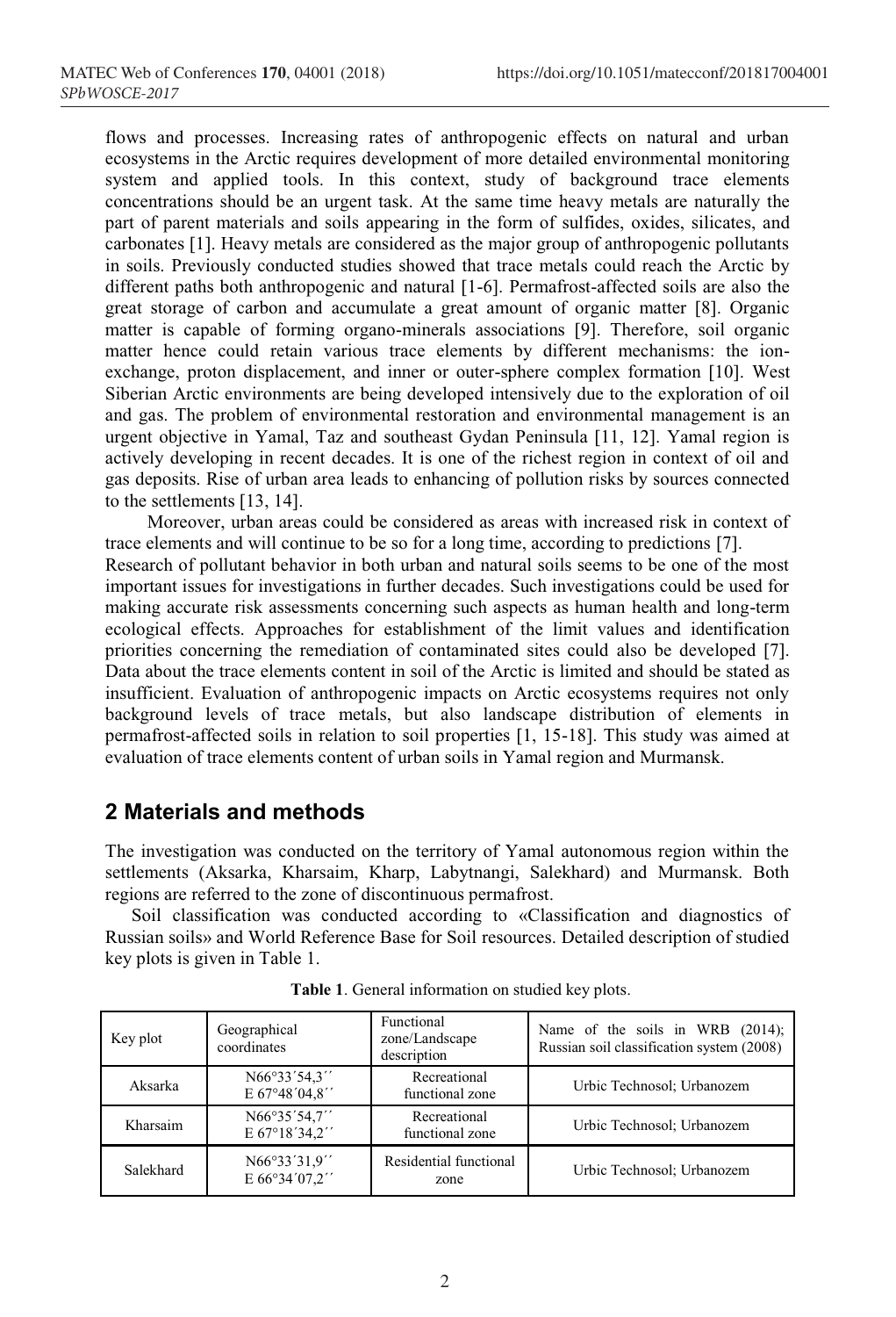flows and processes. Increasing rates of anthropogenic effects on natural and urban ecosystems in the Arctic requires development of more detailed environmental monitoring system and applied tools. In this context, study of background trace elements concentrations should be an urgent task. At the same time heavy metals are naturally the part of parent materials and soils appearing in the form of sulfides, oxides, silicates, and carbonates [1]. Heavy metals are considered as the major group of anthropogenic pollutants in soils. Previously conducted studies showed that trace metals could reach the Arctic by different paths both anthropogenic and natural [1-6]. Permafrost-affected soils are also the great storage of carbon and accumulate a great amount of organic matter [8]. Organic matter is capable of forming organo-minerals associations [9]. Therefore, soil organic matter hence could retain various trace elements by different mechanisms: the ion-exchange, proton displacement, and inner or outer-sphere complex formation [10]. West Siberian Arctic environments are being developed intensively due to the exploration of oil and gas. The problem of environmental restoration and environmental management is an urgent objective in Yamal, Taz and southeast Gydan Peninsula [11, 12]. Yamal region is actively developing in recent decades. It is one of the richest region in context of oil and gas deposits. Rise of urban area leads to enhancing of pollution risks by sources connected to the settlements [13, 14].

Moreover, urban areas could be considered as areas with increased risk in context of trace elements and will continue to be so for a long time, according to predictions [7].

Research of pollutant behavior in both urban and natural soils seems to be one of the most important issues for investigations in further decades. Such investigations could be used for making accurate risk assessments concerning such aspects as human health and long-term ecological effects. Approaches for establishment of the limit values and identification priorities concerning the remediation of contaminated sites could also be developed [7]. Data about the trace elements content in soil of the Arctic is limited and should be stated as insufficient. Evaluation of anthropogenic impacts on Arctic ecosystems requires not only background levels of trace metals, but also landscape distribution of elements in permafrost-affected soils in relation to soil properties [1, 15-18]. This study was aimed at evaluation of trace elements content of urban soils in Yamal region and Murmansk.

## 2 Materials and methods

The investigation was conducted on the territory of Yamal autonomous region within the settlements (Aksarka, Kharsaim, Kharp, Labytnangi, Salekhard) and Murmansk. Both regions are referred to the zone of discontinuous permafrost.

Soil classification was conducted according to «Classification and diagnostics of Russian soils» and World Reference Base for Soil resources. Detailed description of studied key plots is given in Table 1.

**Table 1**. General information on studied key plots.

| Key plot | Geographical coordinates | Functional zone/Landscape description | Name of the soils in WRB (2014); Russian soil classification system (2008) |
|---|---|---|---|
| Aksarka | N66°33´54,3´´ E 67°48´04,8´´ | Recreational functional zone | Urbic Technosol; Urbanozem |
| Kharsaim | N66°35´54,7´´ E 67°18´34,2´´ | Recreational functional zone | Urbic Technosol; Urbanozem |
| Salekhard | N66°33´31,9´´ E 66°34´07,2´´ | Residential functional zone | Urbic Technosol; Urbanozem |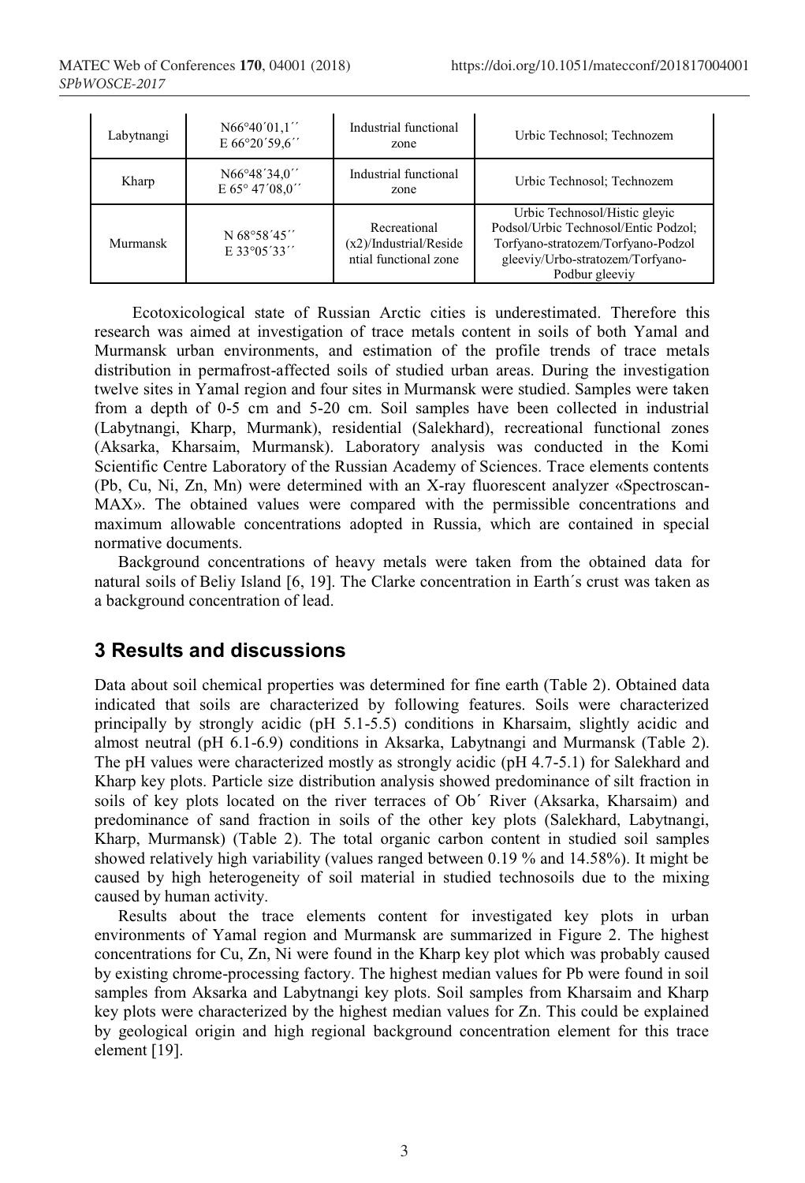| Labytnangi | N66°40´01,1´´ E 66°20´59,6´´ | Industrial functional zone | Urbic Technosol; Technozem |
|---|---|---|---|
| Kharp | N66°48´34,0´´ E 65° 47´08,0´´ | Industrial functional zone | Urbic Technosol; Technozem |
| Murmansk | N 68°58´45´´ E 33°05´33´´ | Recreational (x2)/Industrial/Residential functional zone | Urbic Technosol/Histic gleyic Podsol/Urbic Technosol/Entic Podzol; Torfyano-stratozem/Torfyano-Podzol gleeviy/Urbo-stratozem/Torfyano-Podbur gleeviy |

Ecotoxicological state of Russian Arctic cities is underestimated. Therefore this research was aimed at investigation of trace metals content in soils of both Yamal and Murmansk urban environments, and estimation of the profile trends of trace metals distribution in permafrost-affected soils of studied urban areas. During the investigation twelve sites in Yamal region and four sites in Murmansk were studied. Samples were taken from a depth of 0-5 cm and 5-20 cm. Soil samples have been collected in industrial (Labytnangi, Kharp, Murmank), residential (Salekhard), recreational functional zones (Aksarka, Kharsaim, Murmansk). Laboratory analysis was conducted in the Komi Scientific Centre Laboratory of the Russian Academy of Sciences. Trace elements contents (Pb, Cu, Ni, Zn, Mn) were determined with an X-ray fluorescent analyzer «Spectroscan-MAX». The obtained values were compared with the permissible concentrations and maximum allowable concentrations adopted in Russia, which are contained in special normative documents.

Background concentrations of heavy metals were taken from the obtained data for natural soils of Beliy Island [6, 19]. The Clarke concentration in Earth´s crust was taken as a background concentration of lead.

## 3 Results and discussions

Data about soil chemical properties was determined for fine earth (Table 2). Obtained data indicated that soils are characterized by following features. Soils were characterized principally by strongly acidic (pH 5.1-5.5) conditions in Kharsaim, slightly acidic and almost neutral (pH 6.1-6.9) conditions in Aksarka, Labytnangi and Murmansk (Table 2). The pH values were characterized mostly as strongly acidic (pH 4.7-5.1) for Salekhard and Kharp key plots. Particle size distribution analysis showed predominance of silt fraction in soils of key plots located on the river terraces of Ob´ River (Aksarka, Kharsaim) and predominance of sand fraction in soils of the other key plots (Salekhard, Labytnangi, Kharp, Murmansk) (Table 2). The total organic carbon content in studied soil samples showed relatively high variability (values ranged between 0.19 % and 14.58%). It might be caused by high heterogeneity of soil material in studied technosoils due to the mixing caused by human activity.

Results about the trace elements content for investigated key plots in urban environments of Yamal region and Murmansk are summarized in Figure 2. The highest concentrations for Cu, Zn, Ni were found in the Kharp key plot which was probably caused by existing chrome-processing factory. The highest median values for Pb were found in soil samples from Aksarka and Labytnangi key plots. Soil samples from Kharsaim and Kharp key plots were characterized by the highest median values for Zn. This could be explained by geological origin and high regional background concentration element for this trace element [19].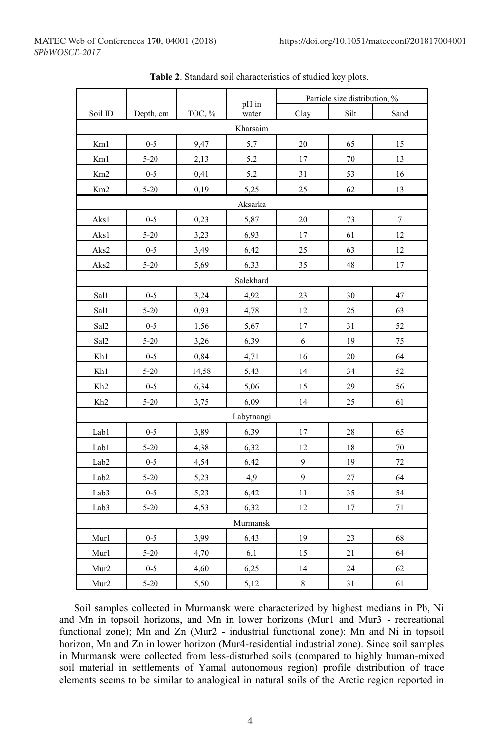**Table 2**. Standard soil characteristics of studied key plots.

| Soil ID | Depth, cm | TOC, % | pH in water | Particle size distribution, % | | |
|---|---|---|---|---|---|---|
| | | | | Clay | Silt | Sand |
| Kharsaim | | | | | | |
| Km1 | 0-5 | 9,47 | 5,7 | 20 | 65 | 15 |
| Km1 | 5-20 | 2,13 | 5,2 | 17 | 70 | 13 |
| Km2 | 0-5 | 0,41 | 5,2 | 31 | 53 | 16 |
| Km2 | 5-20 | 0,19 | 5,25 | 25 | 62 | 13 |
| Aksarka | | | | | | |
| Aks1 | 0-5 | 0,23 | 5,87 | 20 | 73 | 7 |
| Aks1 | 5-20 | 3,23 | 6,93 | 17 | 61 | 12 |
| Aks2 | 0-5 | 3,49 | 6,42 | 25 | 63 | 12 |
| Aks2 | 5-20 | 5,69 | 6,33 | 35 | 48 | 17 |
| Salekhard | | | | | | |
| Sal1 | 0-5 | 3,24 | 4,92 | 23 | 30 | 47 |
| Sal1 | 5-20 | 0,93 | 4,78 | 12 | 25 | 63 |
| Sal2 | 0-5 | 1,56 | 5,67 | 17 | 31 | 52 |
| Sal2 | 5-20 | 3,26 | 6,39 | 6 | 19 | 75 |
| Kh1 | 0-5 | 0,84 | 4,71 | 16 | 20 | 64 |
| Kh1 | 5-20 | 14,58 | 5,43 | 14 | 34 | 52 |
| Kh2 | 0-5 | 6,34 | 5,06 | 15 | 29 | 56 |
| Kh2 | 5-20 | 3,75 | 6,09 | 14 | 25 | 61 |
| Labytnangi | | | | | | |
| Lab1 | 0-5 | 3,89 | 6,39 | 17 | 28 | 65 |
| Lab1 | 5-20 | 4,38 | 6,32 | 12 | 18 | 70 |
| Lab2 | 0-5 | 4,54 | 6,42 | 9 | 19 | 72 |
| Lab2 | 5-20 | 5,23 | 4,9 | 9 | 27 | 64 |
| Lab3 | 0-5 | 5,23 | 6,42 | 11 | 35 | 54 |
| Lab3 | 5-20 | 4,53 | 6,32 | 12 | 17 | 71 |
| Murmansk | | | | | | |
| Mur1 | 0-5 | 3,99 | 6,43 | 19 | 23 | 68 |
| Mur1 | 5-20 | 4,70 | 6,1 | 15 | 21 | 64 |
| Mur2 | 0-5 | 4,60 | 6,25 | 14 | 24 | 62 |
| Mur2 | 5-20 | 5,50 | 5,12 | 8 | 31 | 61 |

Soil samples collected in Murmansk were characterized by highest medians in Pb, Ni and Mn in topsoil horizons, and Mn in lower horizons (Mur1 and Mur3 - recreational functional zone); Mn and Zn (Mur2 - industrial functional zone); Mn and Ni in topsoil horizon, Mn and Zn in lower horizon (Mur4-residential industrial zone). Since soil samples in Murmansk were collected from less-disturbed soils (compared to highly human-mixed soil material in settlements of Yamal autonomous region) profile distribution of trace elements seems to be similar to analogical in natural soils of the Arctic region reported in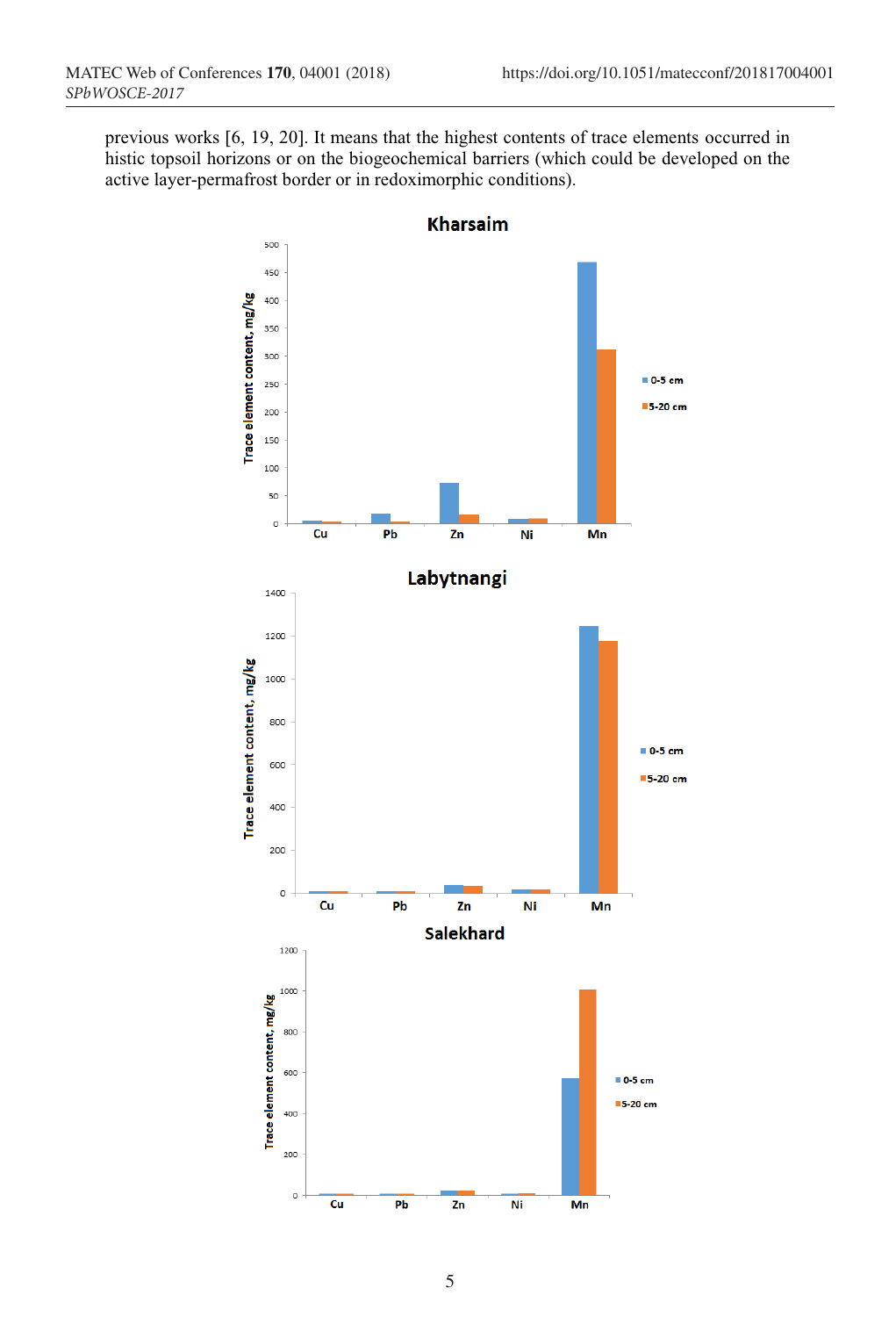previous works [6, 19, 20]. It means that the highest contents of trace elements occurred in histic topsoil horizons or on the biogeochemical barriers (which could be developed on the active layer-permafrost border or in redoximorphic conditions).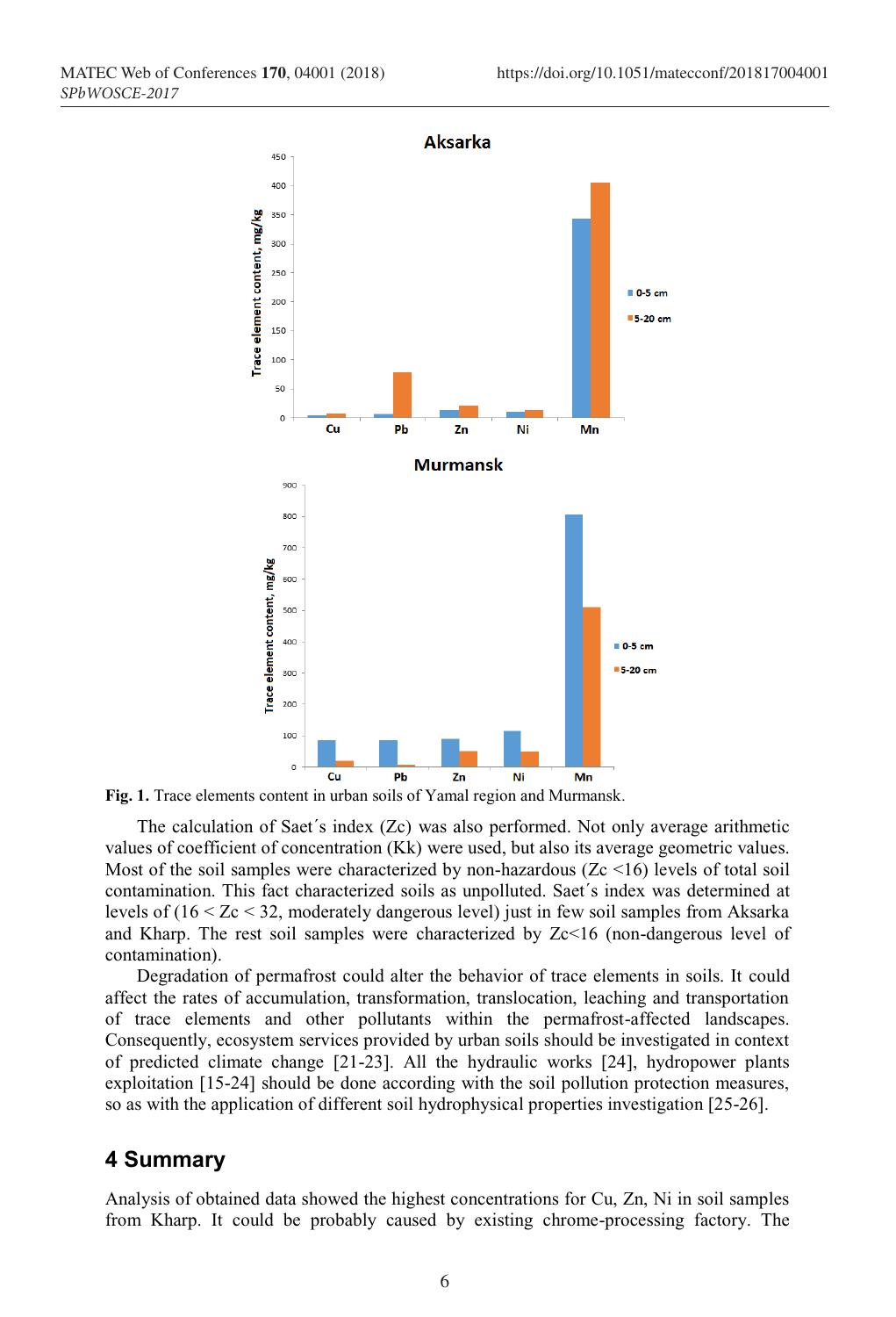**Fig. 1.** Trace elements content in urban soils of Yamal region and Murmansk.

The calculation of Saet´s index (Zc) was also performed. Not only average arithmetic values of coefficient of concentration (Kk) were used, but also its average geometric values. Most of the soil samples were characterized by non-hazardous (Zc <16) levels of total soil contamination. This fact characterized soils as unpolluted. Saet´s index was determined at levels of (16 < Zc < 32, moderately dangerous level) just in few soil samples from Aksarka and Kharp. The rest soil samples were characterized by Zc<16 (non-dangerous level of contamination).

Degradation of permafrost could alter the behavior of trace elements in soils. It could affect the rates of accumulation, transformation, translocation, leaching and transportation of trace elements and other pollutants within the permafrost-affected landscapes. Consequently, ecosystem services provided by urban soils should be investigated in context of predicted climate change [21-23]. All the hydraulic works [24], hydropower plants exploitation [15-24] should be done according with the soil pollution protection measures, so as with the application of different soil hydrophysical properties investigation [25-26].

## 4 Summary

Analysis of obtained data showed the highest concentrations for Cu, Zn, Ni in soil samples from Kharp. It could be probably caused by existing chrome-processing factory. The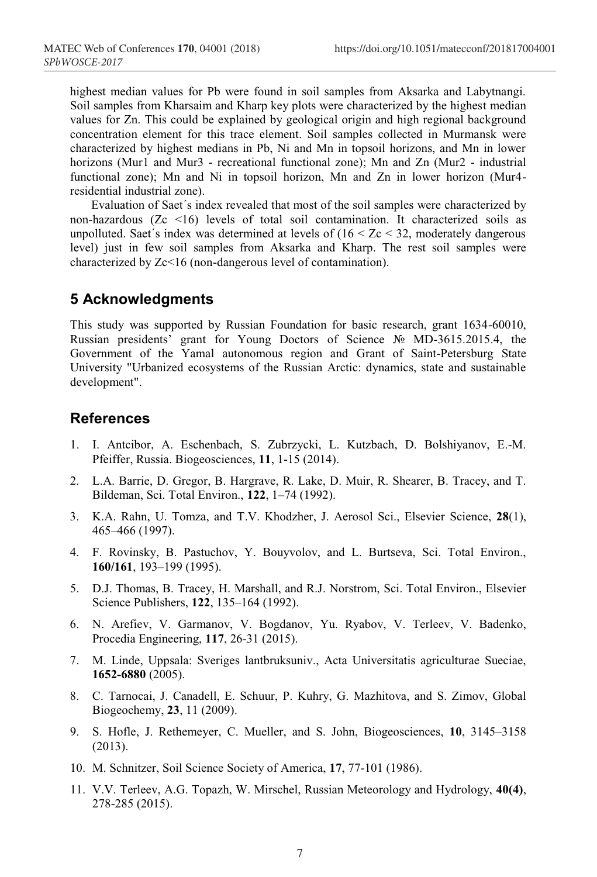highest median values for Pb were found in soil samples from Aksarka and Labytnangi. Soil samples from Kharsaim and Kharp key plots were characterized by the highest median values for Zn. This could be explained by geological origin and high regional background concentration element for this trace element. Soil samples collected in Murmansk were characterized by highest medians in Pb, Ni and Mn in topsoil horizons, and Mn in lower horizons (Mur1 and Mur3 - recreational functional zone); Mn and Zn (Mur2 - industrial functional zone); Mn and Ni in topsoil horizon, Mn and Zn in lower horizon (Mur4-residential industrial zone).

Evaluation of Saet´s index revealed that most of the soil samples were characterized by non-hazardous ($Zc < 16$) levels of total soil contamination. It characterized soils as unpolluted. Saet´s index was determined at levels of ($16 < Zc < 32$, moderately dangerous level) just in few soil samples from Aksarka and Kharp. The rest soil samples were characterized by $Zc<16$ (non-dangerous level of contamination).

## 5 Acknowledgments

This study was supported by Russian Foundation for basic research, grant 1634-60010, Russian presidents' grant for Young Doctors of Science № MD-3615.2015.4, the Government of the Yamal autonomous region and Grant of Saint-Petersburg State University "Urbanized ecosystems of the Russian Arctic: dynamics, state and sustainable development".

## References

1. I. Antcibor, A. Eschenbach, S. Zubrzycki, L. Kutzbach, D. Bolshiyanov, E.-M. Pfeiffer, Russia. Biogeosciences, **11**, 1-15 (2014).
2. L.A. Barrie, D. Gregor, B. Hargrave, R. Lake, D. Muir, R. Shearer, B. Tracey, and T. Bildeman, Sci. Total Environ., **122**, 1–74 (1992).
3. K.A. Rahn, U. Tomza, and T.V. Khodzher, J. Aerosol Sci., Elsevier Science, **28**(1), 465–466 (1997).
4. F. Rovinsky, B. Pastuchov, Y. Bouyvolov, and L. Burtseva, Sci. Total Environ., **160/161**, 193–199 (1995).
5. D.J. Thomas, B. Tracey, H. Marshall, and R.J. Norstrom, Sci. Total Environ., Elsevier Science Publishers, **122**, 135–164 (1992).
6. N. Arefiev, V. Garmanov, V. Bogdanov, Yu. Ryabov, V. Terleev, V. Badenko, Procedia Engineering, **117**, 26-31 (2015).
7. M. Linde, Uppsala: Sveriges lantbruksuniv., Acta Universitatis agriculturae Sueciae, **1652-6880** (2005).
8. C. Tarnocai, J. Canadell, E. Schuur, P. Kuhry, G. Mazhitova, and S. Zimov, Global Biogeochemy, **23**, 11 (2009).
9. S. Hofle, J. Rethemeyer, C. Mueller, and S. John, Biogeosciences, **10**, 3145–3158 (2013).
10. M. Schnitzer, Soil Science Society of America, **17**, 77-101 (1986).
11. V.V. Terleev, A.G. Topazh, W. Mirschel, Russian Meteorology and Hydrology, **40(4)**, 278-285 (2015).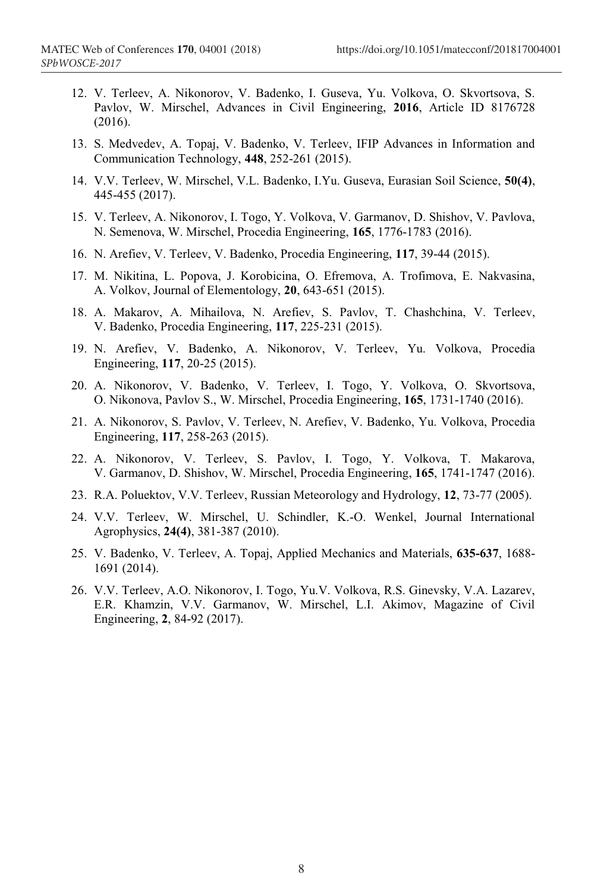12. V. Terleev, A. Nikonorov, V. Badenko, I. Guseva, Yu. Volkova, O. Skvortsova, S. Pavlov, W. Mirschel, Advances in Civil Engineering, **2016**, Article ID 8176728 (2016).
13. S. Medvedev, A. Topaj, V. Badenko, V. Terleev, IFIP Advances in Information and Communication Technology, **448**, 252-261 (2015).
14. V.V. Terleev, W. Mirschel, V.L. Badenko, I.Yu. Guseva, Eurasian Soil Science, **50(4)**, 445-455 (2017).
15. V. Terleev, A. Nikonorov, I. Togo, Y. Volkova, V. Garmanov, D. Shishov, V. Pavlova, N. Semenova, W. Mirschel, Procedia Engineering, **165**, 1776-1783 (2016).
16. N. Arefiev, V. Terleev, V. Badenko, Procedia Engineering, **117**, 39-44 (2015).
17. M. Nikitina, L. Popova, J. Korobicina, O. Efremova, A. Trofimova, E. Nakvasina, A. Volkov, Journal of Elementology, **20**, 643-651 (2015).
18. A. Makarov, A. Mihailova, N. Arefiev, S. Pavlov, T. Chashchina, V. Terleev, V. Badenko, Procedia Engineering, **117**, 225-231 (2015).
19. N. Arefiev, V. Badenko, A. Nikonorov, V. Terleev, Yu. Volkova, Procedia Engineering, **117**, 20-25 (2015).
20. A. Nikonorov, V. Badenko, V. Terleev, I. Togo, Y. Volkova, O. Skvortsova, O. Nikonova, Pavlov S., W. Mirschel, Procedia Engineering, **165**, 1731-1740 (2016).
21. A. Nikonorov, S. Pavlov, V. Terleev, N. Arefiev, V. Badenko, Yu. Volkova, Procedia Engineering, **117**, 258-263 (2015).
22. A. Nikonorov, V. Terleev, S. Pavlov, I. Togo, Y. Volkova, T. Makarova, V. Garmanov, D. Shishov, W. Mirschel, Procedia Engineering, **165**, 1741-1747 (2016).
23. R.A. Poluektov, V.V. Terleev, Russian Meteorology and Hydrology, **12**, 73-77 (2005).
24. V.V. Terleev, W. Mirschel, U. Schindler, K.-O. Wenkel, Journal International Agrophysics, **24(4)**, 381-387 (2010).
25. V. Badenko, V. Terleev, A. Topaj, Applied Mechanics and Materials, **635-637**, 1688-1691 (2014).
26. V.V. Terleev, A.O. Nikonorov, I. Togo, Yu.V. Volkova, R.S. Ginevsky, V.A. Lazarev, E.R. Khamzin, V.V. Garmanov, W. Mirschel, L.I. Akimov, Magazine of Civil Engineering, **2**, 84-92 (2017).